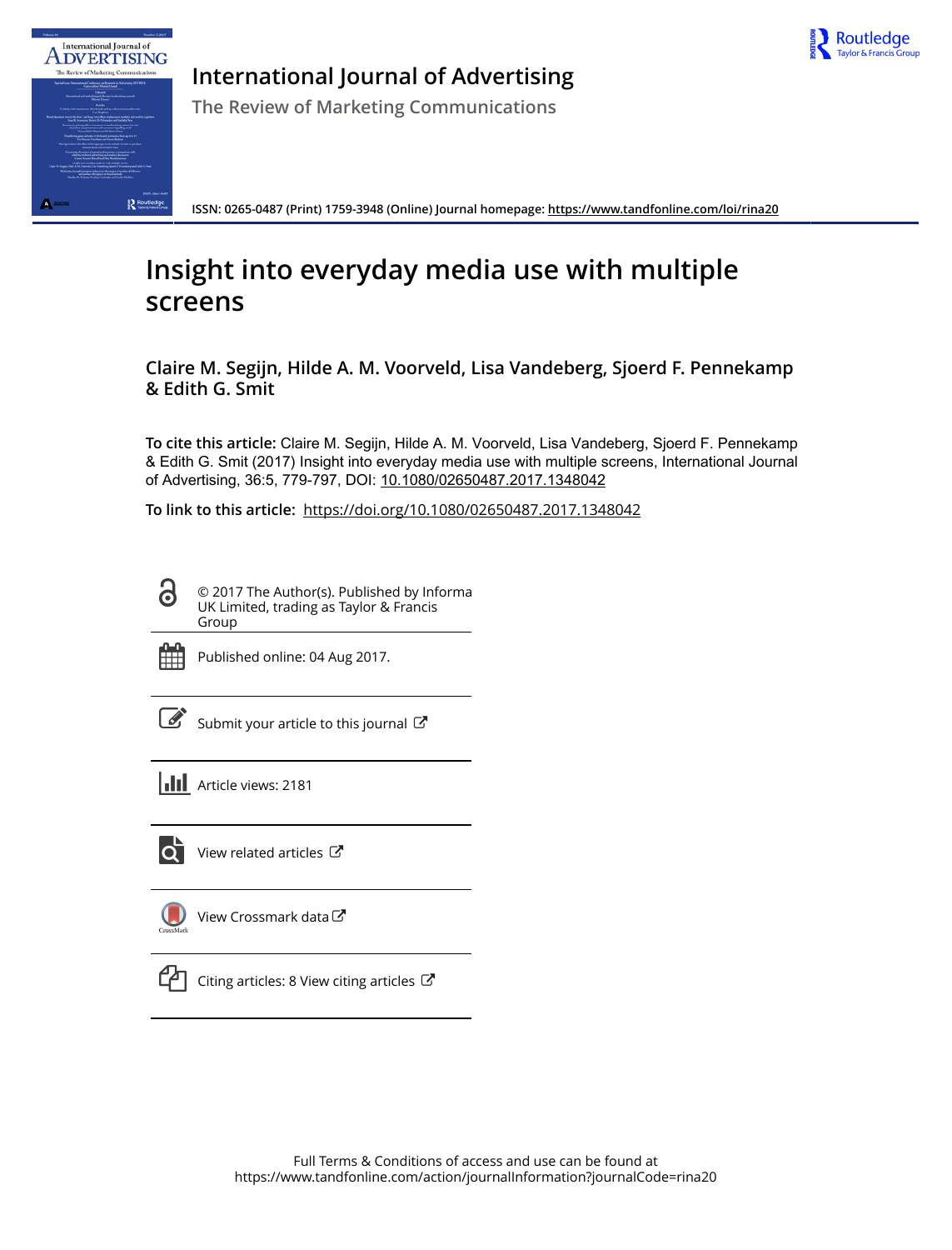# International Journal of Advertising

The Review of Marketing Communications

ISSN: 0265-0487 (Print) 1759-3948 (Online) Journal homepage: https://www.tandfonline.com/loi/rina20

# Insight into everyday media use with multiple screens

**Claire M. Segijn, Hilde A. M. Voorveld, Lisa Vandeberg, Sjoerd F. Pennekamp & Edith G. Smit**

**To cite this article:** Claire M. Segijn, Hilde A. M. Voorveld, Lisa Vandeberg, Sjoerd F. Pennekamp & Edith G. Smit (2017) Insight into everyday media use with multiple screens, International Journal of Advertising, 36:5, 779-797, DOI: 10.1080/02650487.2017.1348042

**To link to this article:** https://doi.org/10.1080/02650487.2017.1348042

© 2017 The Author(s). Published by Informa UK Limited, trading as Taylor & Francis Group

Published online: 04 Aug 2017.

Submit your article to this journal

Article views: 2181

View related articles

View Crossmark data

Citing articles: 8 View citing articles

Full Terms & Conditions of access and use can be found at
https://www.tandfonline.com/action/journalInformation?journalCode=rina20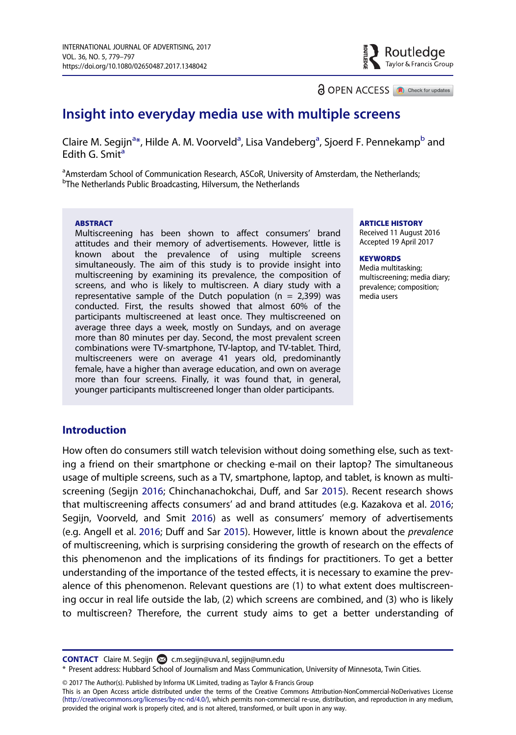# Insight into everyday media use with multiple screens

Claire M. Segijn[a*], Hilde A. M. Voorveld[a], Lisa Vandeberg[a], Sjoerd F. Pennekamp[b] and Edith G. Smit[a]

[a]Amsterdam School of Communication Research, ASCoR, University of Amsterdam, the Netherlands;
[b]The Netherlands Public Broadcasting, Hilversum, the Netherlands

**ABSTRACT**

Multiscreening has been shown to affect consumers' brand attitudes and their memory of advertisements. However, little is known about the prevalence of using multiple screens simultaneously. The aim of this study is to provide insight into multiscreening by examining its prevalence, the composition of screens, and who is likely to multiscreen. A diary study with a representative sample of the Dutch population (n = 2,399) was conducted. First, the results showed that almost 60% of the participants multiscreened at least once. They multiscreened on average three days a week, mostly on Sundays, and on average more than 80 minutes per day. Second, the most prevalent screen combinations were TV-smartphone, TV-laptop, and TV-tablet. Third, multiscreeners were on average 41 years old, predominantly female, have a higher than average education, and own on average more than four screens. Finally, it was found that, in general, younger participants multiscreened longer than older participants.

**ARTICLE HISTORY**
Received 11 August 2016
Accepted 19 April 2017

**KEYWORDS**
Media multitasking; multiscreening; media diary; prevalence; composition; media users

## Introduction

How often do consumers still watch television without doing something else, such as texting a friend on their smartphone or checking e-mail on their laptop? The simultaneous usage of multiple screens, such as a TV, smartphone, laptop, and tablet, is known as multiscreening (Segijn 2016; Chinchanachokchai, Duff, and Sar 2015). Recent research shows that multiscreening affects consumers' ad and brand attitudes (e.g. Kazakova et al. 2016; Segijn, Voorveld, and Smit 2016) as well as consumers' memory of advertisements (e.g. Angell et al. 2016; Duff and Sar 2015). However, little is known about the *prevalence* of multiscreening, which is surprising considering the growth of research on the effects of this phenomenon and the implications of its findings for practitioners. To get a better understanding of the importance of the tested effects, it is necessary to examine the prevalence of this phenomenon. Relevant questions are (1) to what extent does multiscreening occur in real life outside the lab, (2) which screens are combined, and (3) who is likely to multiscreen? Therefore, the current study aims to get a better understanding of

**CONTACT** Claire M. Segijn c.m.segijn@uva.nl, segijn@umn.edu
* Present address: Hubbard School of Journalism and Mass Communication, University of Minnesota, Twin Cities.

© 2017 The Author(s). Published by Informa UK Limited, trading as Taylor & Francis Group
This is an Open Access article distributed under the terms of the Creative Commons Attribution-NonCommercial-NoDerivatives License (http://creativecommons.org/licenses/by-nc-nd/4.0/), which permits non-commercial re-use, distribution, and reproduction in any medium, provided the original work is properly cited, and is not altered, transformed, or built upon in any way.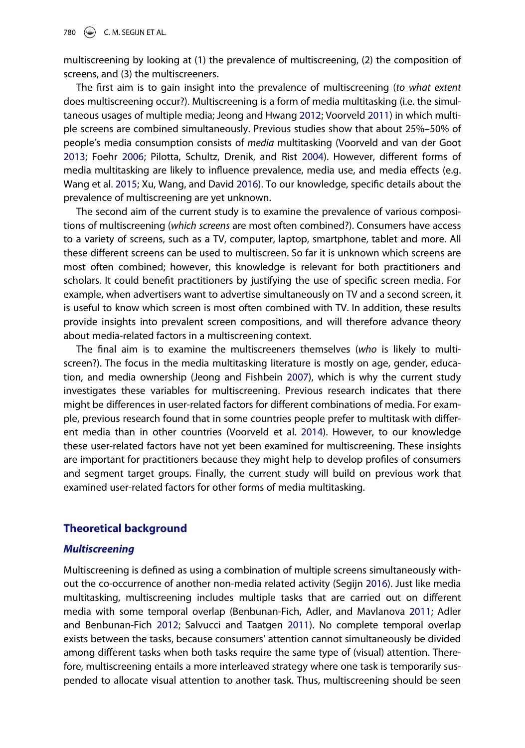multiscreening by looking at (1) the prevalence of multiscreening, (2) the composition of screens, and (3) the multiscreeners.

The first aim is to gain insight into the prevalence of multiscreening (*to what extent* does multiscreening occur?). Multiscreening is a form of media multitasking (i.e. the simultaneous usages of multiple media; Jeong and Hwang 2012; Voorveld 2011) in which multiple screens are combined simultaneously. Previous studies show that about 25%–50% of people's media consumption consists of *media* multitasking (Voorveld and van der Goot 2013; Foehr 2006; Pilotta, Schultz, Drenik, and Rist 2004). However, different forms of media multitasking are likely to influence prevalence, media use, and media effects (e.g. Wang et al. 2015; Xu, Wang, and David 2016). To our knowledge, specific details about the prevalence of multiscreening are yet unknown.

The second aim of the current study is to examine the prevalence of various compositions of multiscreening (*which screens* are most often combined?). Consumers have access to a variety of screens, such as a TV, computer, laptop, smartphone, tablet and more. All these different screens can be used to multiscreen. So far it is unknown which screens are most often combined; however, this knowledge is relevant for both practitioners and scholars. It could benefit practitioners by justifying the use of specific screen media. For example, when advertisers want to advertise simultaneously on TV and a second screen, it is useful to know which screen is most often combined with TV. In addition, these results provide insights into prevalent screen compositions, and will therefore advance theory about media-related factors in a multiscreening context.

The final aim is to examine the multiscreeners themselves (*who* is likely to multiscreen?). The focus in the media multitasking literature is mostly on age, gender, education, and media ownership (Jeong and Fishbein 2007), which is why the current study investigates these variables for multiscreening. Previous research indicates that there might be differences in user-related factors for different combinations of media. For example, previous research found that in some countries people prefer to multitask with different media than in other countries (Voorveld et al. 2014). However, to our knowledge these user-related factors have not yet been examined for multiscreening. These insights are important for practitioners because they might help to develop profiles of consumers and segment target groups. Finally, the current study will build on previous work that examined user-related factors for other forms of media multitasking.

## Theoretical background

### *Multiscreening*

Multiscreening is defined as using a combination of multiple screens simultaneously without the co-occurrence of another non-media related activity (Segijn 2016). Just like media multitasking, multiscreening includes multiple tasks that are carried out on different media with some temporal overlap (Benbunan-Fich, Adler, and Mavlanova 2011; Adler and Benbunan-Fich 2012; Salvucci and Taatgen 2011). No complete temporal overlap exists between the tasks, because consumers' attention cannot simultaneously be divided among different tasks when both tasks require the same type of (visual) attention. Therefore, multiscreening entails a more interleaved strategy where one task is temporarily suspended to allocate visual attention to another task. Thus, multiscreening should be seen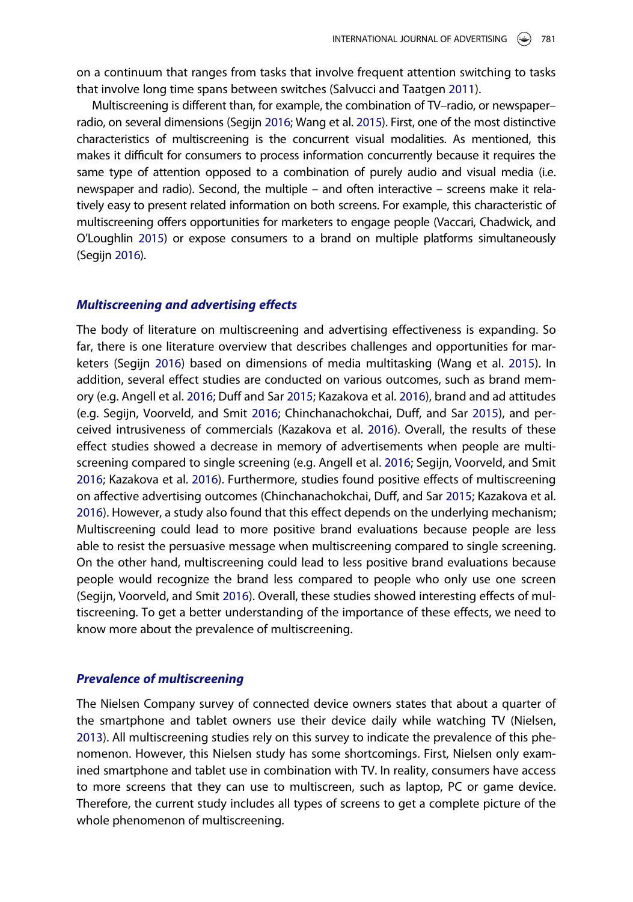on a continuum that ranges from tasks that involve frequent attention switching to tasks that involve long time spans between switches (Salvucci and Taatgen 2011).

Multiscreening is different than, for example, the combination of TV–radio, or newspaper–radio, on several dimensions (Segijn 2016; Wang et al. 2015). First, one of the most distinctive characteristics of multiscreening is the concurrent visual modalities. As mentioned, this makes it difficult for consumers to process information concurrently because it requires the same type of attention opposed to a combination of purely audio and visual media (i.e. newspaper and radio). Second, the multiple – and often interactive – screens make it relatively easy to present related information on both screens. For example, this characteristic of multiscreening offers opportunities for marketers to engage people (Vaccari, Chadwick, and O'Loughlin 2015) or expose consumers to a brand on multiple platforms simultaneously (Segijn 2016).

### *Multiscreening and advertising effects*

The body of literature on multiscreening and advertising effectiveness is expanding. So far, there is one literature overview that describes challenges and opportunities for marketers (Segijn 2016) based on dimensions of media multitasking (Wang et al. 2015). In addition, several effect studies are conducted on various outcomes, such as brand memory (e.g. Angell et al. 2016; Duff and Sar 2015; Kazakova et al. 2016), brand and ad attitudes (e.g. Segijn, Voorveld, and Smit 2016; Chinchanachokchai, Duff, and Sar 2015), and perceived intrusiveness of commercials (Kazakova et al. 2016). Overall, the results of these effect studies showed a decrease in memory of advertisements when people are multiscreening compared to single screening (e.g. Angell et al. 2016; Segijn, Voorveld, and Smit 2016; Kazakova et al. 2016). Furthermore, studies found positive effects of multiscreening on affective advertising outcomes (Chinchanachokchai, Duff, and Sar 2015; Kazakova et al. 2016). However, a study also found that this effect depends on the underlying mechanism; Multiscreening could lead to more positive brand evaluations because people are less able to resist the persuasive message when multiscreening compared to single screening. On the other hand, multiscreening could lead to less positive brand evaluations because people would recognize the brand less compared to people who only use one screen (Segijn, Voorveld, and Smit 2016). Overall, these studies showed interesting effects of multiscreening. To get a better understanding of the importance of these effects, we need to know more about the prevalence of multiscreening.

### *Prevalence of multiscreening*

The Nielsen Company survey of connected device owners states that about a quarter of the smartphone and tablet owners use their device daily while watching TV (Nielsen, 2013). All multiscreening studies rely on this survey to indicate the prevalence of this phenomenon. However, this Nielsen study has some shortcomings. First, Nielsen only examined smartphone and tablet use in combination with TV. In reality, consumers have access to more screens that they can use to multiscreen, such as laptop, PC or game device. Therefore, the current study includes all types of screens to get a complete picture of the whole phenomenon of multiscreening.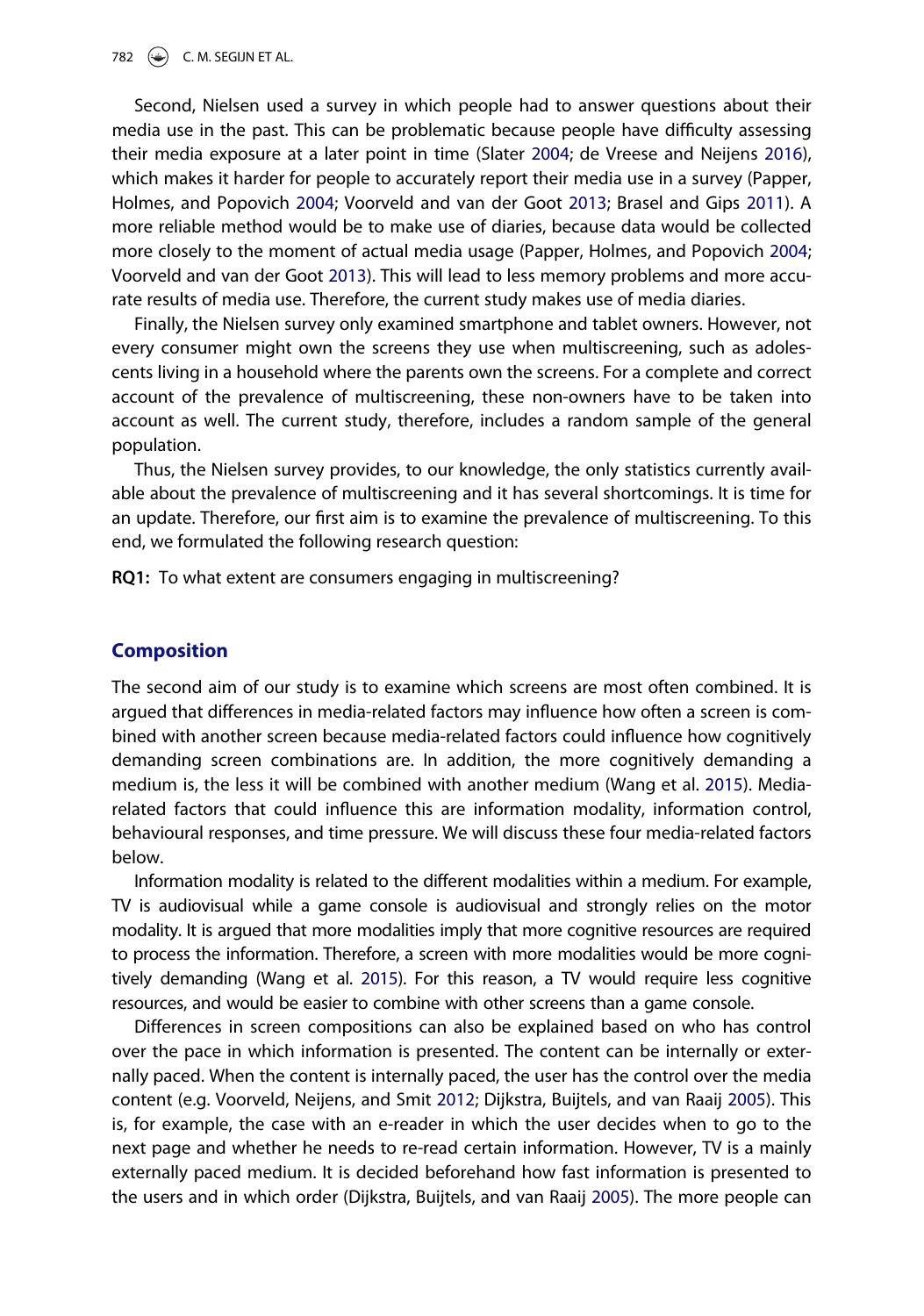Second, Nielsen used a survey in which people had to answer questions about their media use in the past. This can be problematic because people have difficulty assessing their media exposure at a later point in time (Slater 2004; de Vreese and Neijens 2016), which makes it harder for people to accurately report their media use in a survey (Papper, Holmes, and Popovich 2004; Voorveld and van der Goot 2013; Brasel and Gips 2011). A more reliable method would be to make use of diaries, because data would be collected more closely to the moment of actual media usage (Papper, Holmes, and Popovich 2004; Voorveld and van der Goot 2013). This will lead to less memory problems and more accurate results of media use. Therefore, the current study makes use of media diaries.

Finally, the Nielsen survey only examined smartphone and tablet owners. However, not every consumer might own the screens they use when multiscreening, such as adolescents living in a household where the parents own the screens. For a complete and correct account of the prevalence of multiscreening, these non-owners have to be taken into account as well. The current study, therefore, includes a random sample of the general population.

Thus, the Nielsen survey provides, to our knowledge, the only statistics currently available about the prevalence of multiscreening and it has several shortcomings. It is time for an update. Therefore, our first aim is to examine the prevalence of multiscreening. To this end, we formulated the following research question:

**RQ1:** To what extent are consumers engaging in multiscreening?

## Composition

The second aim of our study is to examine which screens are most often combined. It is argued that differences in media-related factors may influence how often a screen is combined with another screen because media-related factors could influence how cognitively demanding screen combinations are. In addition, the more cognitively demanding a medium is, the less it will be combined with another medium (Wang et al. 2015). Media-related factors that could influence this are information modality, information control, behavioural responses, and time pressure. We will discuss these four media-related factors below.

Information modality is related to the different modalities within a medium. For example, TV is audiovisual while a game console is audiovisual and strongly relies on the motor modality. It is argued that more modalities imply that more cognitive resources are required to process the information. Therefore, a screen with more modalities would be more cognitively demanding (Wang et al. 2015). For this reason, a TV would require less cognitive resources, and would be easier to combine with other screens than a game console.

Differences in screen compositions can also be explained based on who has control over the pace in which information is presented. The content can be internally or externally paced. When the content is internally paced, the user has the control over the media content (e.g. Voorveld, Neijens, and Smit 2012; Dijkstra, Buijtels, and van Raaij 2005). This is, for example, the case with an e-reader in which the user decides when to go to the next page and whether he needs to re-read certain information. However, TV is a mainly externally paced medium. It is decided beforehand how fast information is presented to the users and in which order (Dijkstra, Buijtels, and van Raaij 2005). The more people can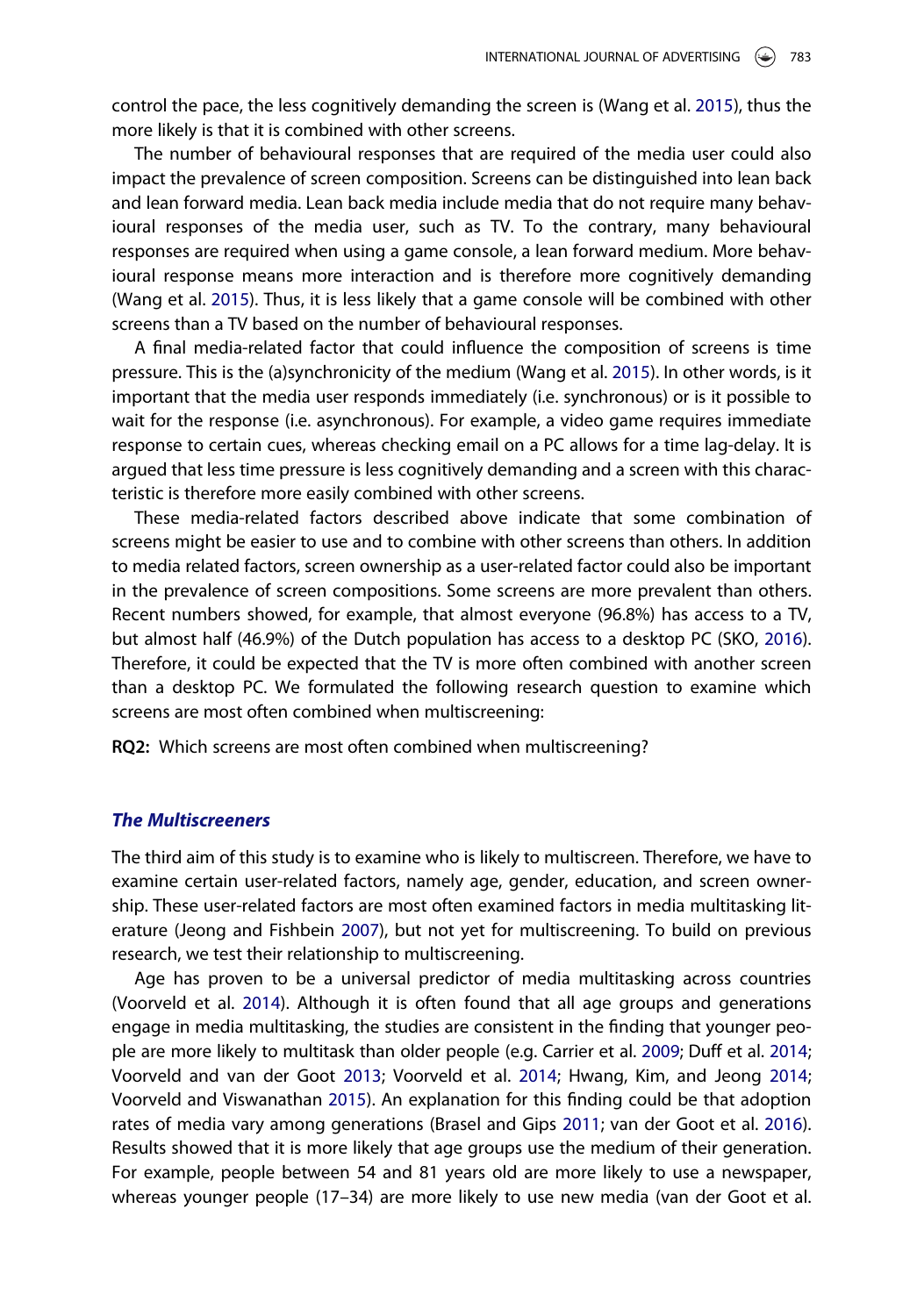control the pace, the less cognitively demanding the screen is (Wang et al. 2015), thus the more likely is that it is combined with other screens.

The number of behavioural responses that are required of the media user could also impact the prevalence of screen composition. Screens can be distinguished into lean back and lean forward media. Lean back media include media that do not require many behavioural responses of the media user, such as TV. To the contrary, many behavioural responses are required when using a game console, a lean forward medium. More behavioural response means more interaction and is therefore more cognitively demanding (Wang et al. 2015). Thus, it is less likely that a game console will be combined with other screens than a TV based on the number of behavioural responses.

A final media-related factor that could influence the composition of screens is time pressure. This is the (a)synchronicity of the medium (Wang et al. 2015). In other words, is it important that the media user responds immediately (i.e. synchronous) or is it possible to wait for the response (i.e. asynchronous). For example, a video game requires immediate response to certain cues, whereas checking email on a PC allows for a time lag-delay. It is argued that less time pressure is less cognitively demanding and a screen with this characteristic is therefore more easily combined with other screens.

These media-related factors described above indicate that some combination of screens might be easier to use and to combine with other screens than others. In addition to media related factors, screen ownership as a user-related factor could also be important in the prevalence of screen compositions. Some screens are more prevalent than others. Recent numbers showed, for example, that almost everyone (96.8%) has access to a TV, but almost half (46.9%) of the Dutch population has access to a desktop PC (SKO, 2016). Therefore, it could be expected that the TV is more often combined with another screen than a desktop PC. We formulated the following research question to examine which screens are most often combined when multiscreening:

**RQ2:** Which screens are most often combined when multiscreening?

### *The Multiscreeners*

The third aim of this study is to examine who is likely to multiscreen. Therefore, we have to examine certain user-related factors, namely age, gender, education, and screen ownership. These user-related factors are most often examined factors in media multitasking literature (Jeong and Fishbein 2007), but not yet for multiscreening. To build on previous research, we test their relationship to multiscreening.

Age has proven to be a universal predictor of media multitasking across countries (Voorveld et al. 2014). Although it is often found that all age groups and generations engage in media multitasking, the studies are consistent in the finding that younger people are more likely to multitask than older people (e.g. Carrier et al. 2009; Duff et al. 2014; Voorveld and van der Goot 2013; Voorveld et al. 2014; Hwang, Kim, and Jeong 2014; Voorveld and Viswanathan 2015). An explanation for this finding could be that adoption rates of media vary among generations (Brasel and Gips 2011; van der Goot et al. 2016). Results showed that it is more likely that age groups use the medium of their generation. For example, people between 54 and 81 years old are more likely to use a newspaper, whereas younger people (17–34) are more likely to use new media (van der Goot et al.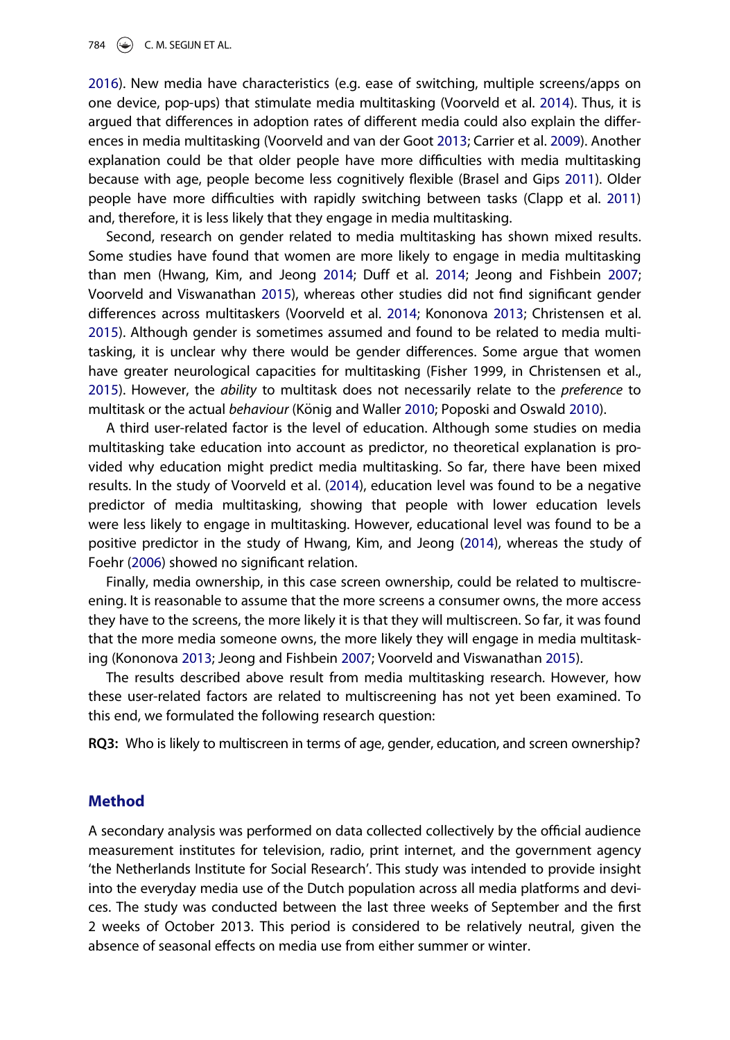2016). New media have characteristics (e.g. ease of switching, multiple screens/apps on one device, pop-ups) that stimulate media multitasking (Voorveld et al. 2014). Thus, it is argued that differences in adoption rates of different media could also explain the differences in media multitasking (Voorveld and van der Goot 2013; Carrier et al. 2009). Another explanation could be that older people have more difficulties with media multitasking because with age, people become less cognitively flexible (Brasel and Gips 2011). Older people have more difficulties with rapidly switching between tasks (Clapp et al. 2011) and, therefore, it is less likely that they engage in media multitasking.

Second, research on gender related to media multitasking has shown mixed results. Some studies have found that women are more likely to engage in media multitasking than men (Hwang, Kim, and Jeong 2014; Duff et al. 2014; Jeong and Fishbein 2007; Voorveld and Viswanathan 2015), whereas other studies did not find significant gender differences across multitaskers (Voorveld et al. 2014; Kononova 2013; Christensen et al. 2015). Although gender is sometimes assumed and found to be related to media multitasking, it is unclear why there would be gender differences. Some argue that women have greater neurological capacities for multitasking (Fisher 1999, in Christensen et al., 2015). However, the *ability* to multitask does not necessarily relate to the *preference* to multitask or the actual *behaviour* (König and Waller 2010; Poposki and Oswald 2010).

A third user-related factor is the level of education. Although some studies on media multitasking take education into account as predictor, no theoretical explanation is provided why education might predict media multitasking. So far, there have been mixed results. In the study of Voorveld et al. (2014), education level was found to be a negative predictor of media multitasking, showing that people with lower education levels were less likely to engage in multitasking. However, educational level was found to be a positive predictor in the study of Hwang, Kim, and Jeong (2014), whereas the study of Foehr (2006) showed no significant relation.

Finally, media ownership, in this case screen ownership, could be related to multiscreening. It is reasonable to assume that the more screens a consumer owns, the more access they have to the screens, the more likely it is that they will multiscreen. So far, it was found that the more media someone owns, the more likely they will engage in media multitasking (Kononova 2013; Jeong and Fishbein 2007; Voorveld and Viswanathan 2015).

The results described above result from media multitasking research. However, how these user-related factors are related to multiscreening has not yet been examined. To this end, we formulated the following research question:

**RQ3:** Who is likely to multiscreen in terms of age, gender, education, and screen ownership?

## Method

A secondary analysis was performed on data collected collectively by the official audience measurement institutes for television, radio, print internet, and the government agency 'the Netherlands Institute for Social Research'. This study was intended to provide insight into the everyday media use of the Dutch population across all media platforms and devices. The study was conducted between the last three weeks of September and the first 2 weeks of October 2013. This period is considered to be relatively neutral, given the absence of seasonal effects on media use from either summer or winter.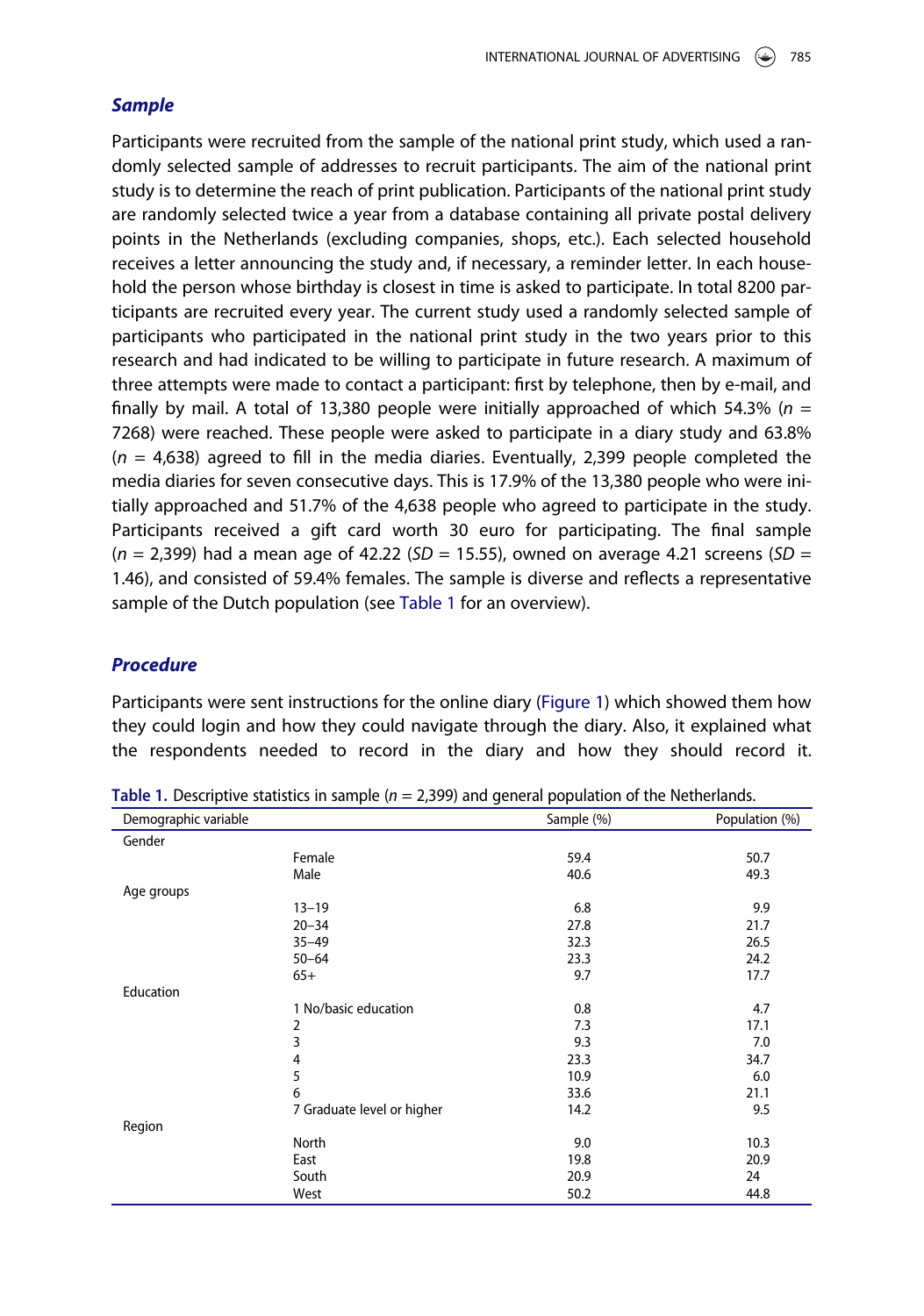### *Sample*

Participants were recruited from the sample of the national print study, which used a randomly selected sample of addresses to recruit participants. The aim of the national print study is to determine the reach of print publication. Participants of the national print study are randomly selected twice a year from a database containing all private postal delivery points in the Netherlands (excluding companies, shops, etc.). Each selected household receives a letter announcing the study and, if necessary, a reminder letter. In each household the person whose birthday is closest in time is asked to participate. In total 8200 participants are recruited every year. The current study used a randomly selected sample of participants who participated in the national print study in the two years prior to this research and had indicated to be willing to participate in future research. A maximum of three attempts were made to contact a participant: first by telephone, then by e-mail, and finally by mail. A total of 13,380 people were initially approached of which 54.3% ($n$ = 7268) were reached. These people were asked to participate in a diary study and 63.8% ($n$ = 4,638) agreed to fill in the media diaries. Eventually, 2,399 people completed the media diaries for seven consecutive days. This is 17.9% of the 13,380 people who were initially approached and 51.7% of the 4,638 people who agreed to participate in the study. Participants received a gift card worth 30 euro for participating. The final sample ($n$ = 2,399) had a mean age of 42.22 ($SD$ = 15.55), owned on average 4.21 screens ($SD$ = 1.46), and consisted of 59.4% females. The sample is diverse and reflects a representative sample of the Dutch population (see Table 1 for an overview).

### *Procedure*

Participants were sent instructions for the online diary (Figure 1) which showed them how they could login and how they could navigate through the diary. Also, it explained what the respondents needed to record in the diary and how they should record it.

**Table 1.** Descriptive statistics in sample ($n$ = 2,399) and general population of the Netherlands.

| Demographic variable | | Sample (%) | Population (%) |
|---|---|---|---|
| Gender | | | |
| | Female | 59.4 | 50.7 |
| | Male | 40.6 | 49.3 |
| Age groups | | | |
| | 13–19 | 6.8 | 9.9 |
| | 20–34 | 27.8 | 21.7 |
| | 35–49 | 32.3 | 26.5 |
| | 50–64 | 23.3 | 24.2 |
| | 65+ | 9.7 | 17.7 |
| Education | | | |
| | 1 No/basic education | 0.8 | 4.7 |
| | 2 | 7.3 | 17.1 |
| | 3 | 9.3 | 7.0 |
| | 4 | 23.3 | 34.7 |
| | 5 | 10.9 | 6.0 |
| | 6 | 33.6 | 21.1 |
| | 7 Graduate level or higher | 14.2 | 9.5 |
| Region | | | |
| | North | 9.0 | 10.3 |
| | East | 19.8 | 20.9 |
| | South | 20.9 | 24 |
| | West | 50.2 | 44.8 |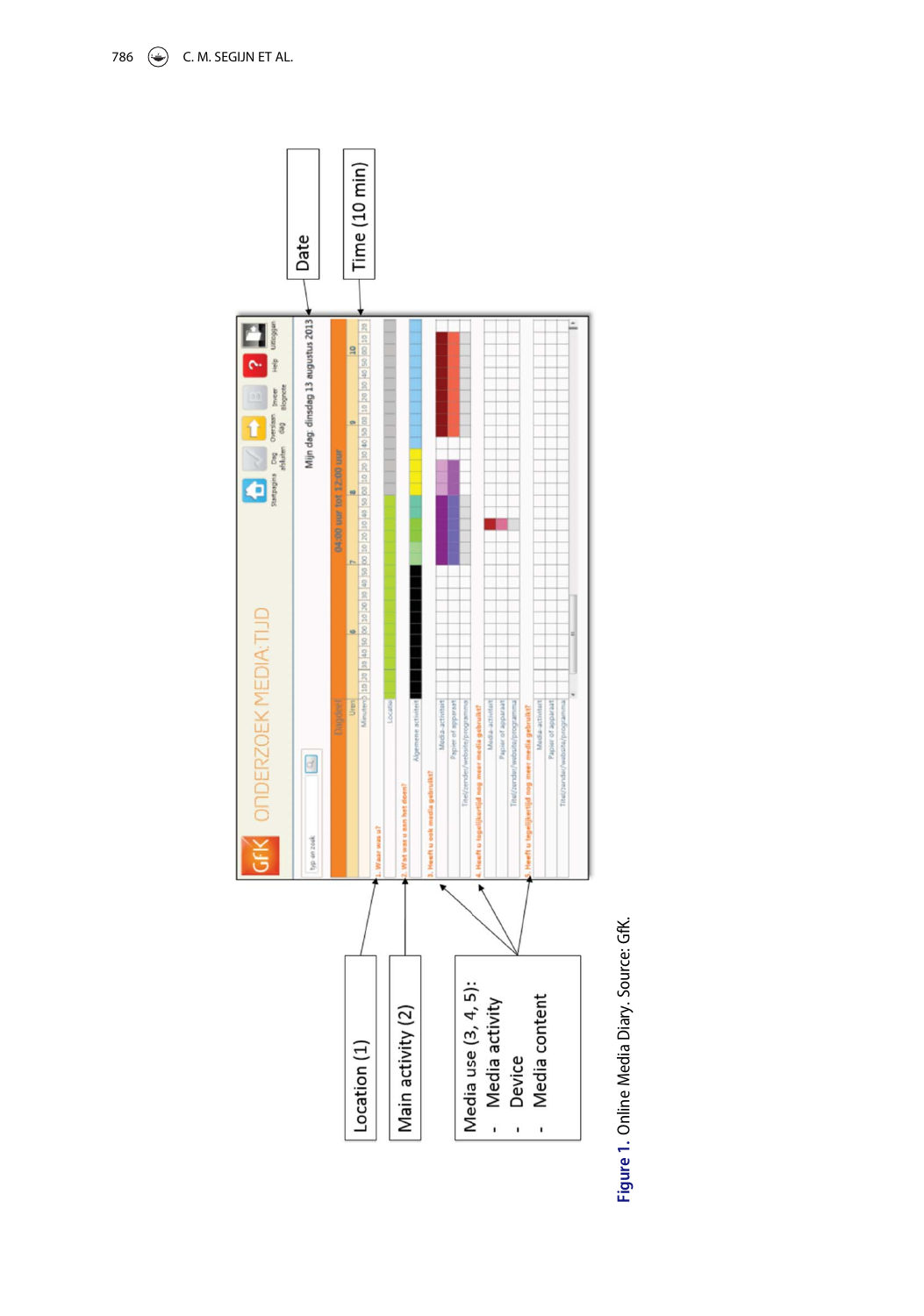Figure 1. Online Media Diary. Source: GfK.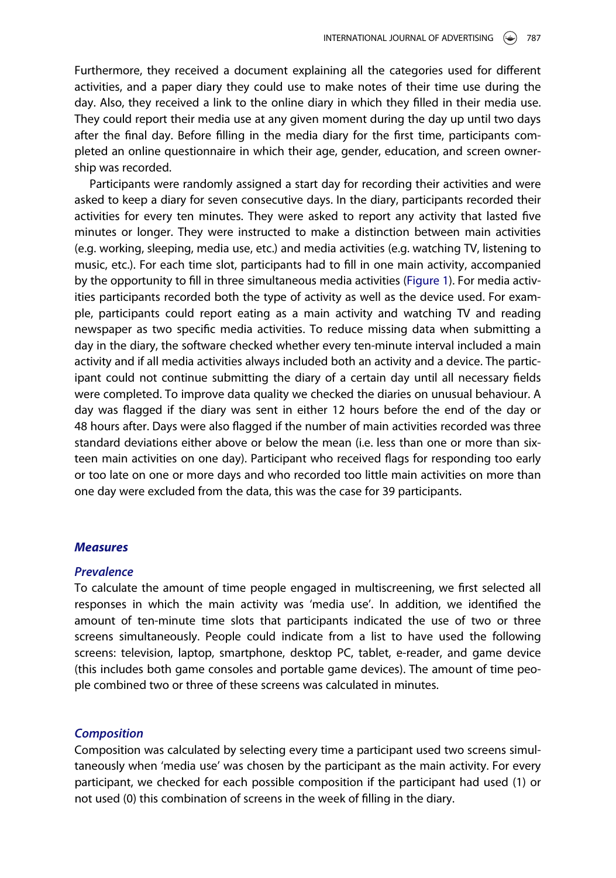Furthermore, they received a document explaining all the categories used for different activities, and a paper diary they could use to make notes of their time use during the day. Also, they received a link to the online diary in which they filled in their media use. They could report their media use at any given moment during the day up until two days after the final day. Before filling in the media diary for the first time, participants completed an online questionnaire in which their age, gender, education, and screen ownership was recorded.

Participants were randomly assigned a start day for recording their activities and were asked to keep a diary for seven consecutive days. In the diary, participants recorded their activities for every ten minutes. They were asked to report any activity that lasted five minutes or longer. They were instructed to make a distinction between main activities (e.g. working, sleeping, media use, etc.) and media activities (e.g. watching TV, listening to music, etc.). For each time slot, participants had to fill in one main activity, accompanied by the opportunity to fill in three simultaneous media activities (Figure 1). For media activities participants recorded both the type of activity as well as the device used. For example, participants could report eating as a main activity and watching TV and reading newspaper as two specific media activities. To reduce missing data when submitting a day in the diary, the software checked whether every ten-minute interval included a main activity and if all media activities always included both an activity and a device. The participant could not continue submitting the diary of a certain day until all necessary fields were completed. To improve data quality we checked the diaries on unusual behaviour. A day was flagged if the diary was sent in either 12 hours before the end of the day or 48 hours after. Days were also flagged if the number of main activities recorded was three standard deviations either above or below the mean (i.e. less than one or more than sixteen main activities on one day). Participant who received flags for responding too early or too late on one or more days and who recorded too little main activities on more than one day were excluded from the data, this was the case for 39 participants.

### Measures

#### Prevalence

To calculate the amount of time people engaged in multiscreening, we first selected all responses in which the main activity was 'media use'. In addition, we identified the amount of ten-minute time slots that participants indicated the use of two or three screens simultaneously. People could indicate from a list to have used the following screens: television, laptop, smartphone, desktop PC, tablet, e-reader, and game device (this includes both game consoles and portable game devices). The amount of time people combined two or three of these screens was calculated in minutes.

#### Composition

Composition was calculated by selecting every time a participant used two screens simultaneously when 'media use' was chosen by the participant as the main activity. For every participant, we checked for each possible composition if the participant had used (1) or not used (0) this combination of screens in the week of filling in the diary.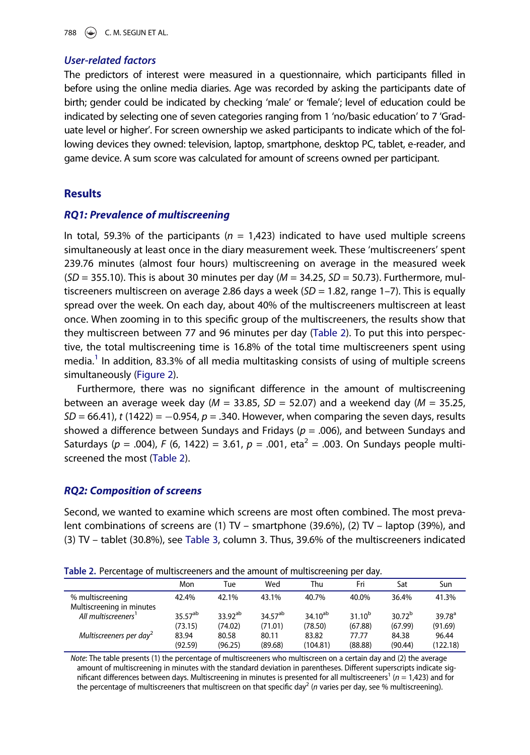### *User-related factors*

The predictors of interest were measured in a questionnaire, which participants filled in before using the online media diaries. Age was recorded by asking the participants date of birth; gender could be indicated by checking 'male' or 'female'; level of education could be indicated by selecting one of seven categories ranging from 1 'no/basic education' to 7 'Graduate level or higher'. For screen ownership we asked participants to indicate which of the following devices they owned: television, laptop, smartphone, desktop PC, tablet, e-reader, and game device. A sum score was calculated for amount of screens owned per participant.

## Results

### *RQ1: Prevalence of multiscreening*

In total, 59.3% of the participants ($n$ = 1,423) indicated to have used multiple screens simultaneously at least once in the diary measurement week. These 'multiscreeners' spent 239.76 minutes (almost four hours) multiscreening on average in the measured week ($SD$ = 355.10). This is about 30 minutes per day ($M$ = 34.25, $SD$ = 50.73). Furthermore, multiscreeners multiscreen on average 2.86 days a week ($SD$ = 1.82, range 1–7). This is equally spread over the week. On each day, about 40% of the multiscreeners multiscreen at least once. When zooming in to this specific group of the multiscreeners, the results show that they multiscreen between 77 and 96 minutes per day (Table 2). To put this into perspective, the total multiscreening time is 16.8% of the total time multiscreeners spent using media.[1] In addition, 83.3% of all media multitasking consists of using of multiple screens simultaneously (Figure 2).

Furthermore, there was no significant difference in the amount of multiscreening between an average week day ($M$ = 33.85, $SD$ = 52.07) and a weekend day ($M$ = 35.25, $SD$ = 66.41), $t$ (1422) = −0.954, $p$ = .340. However, when comparing the seven days, results showed a difference between Sundays and Fridays ($p$ = .006), and between Sundays and Saturdays ($p$ = .004), $F$ (6, 1422) = 3.61, $p$ = .001, eta$^2$ = .003. On Sundays people multiscreened the most (Table 2).

### *RQ2: Composition of screens*

Second, we wanted to examine which screens are most often combined. The most prevalent combinations of screens are (1) TV – smartphone (39.6%), (2) TV – laptop (39%), and (3) TV – tablet (30.8%), see Table 3, column 3. Thus, 39.6% of the multiscreeners indicated

**Table 2.** Percentage of multiscreeners and the amount of multiscreening per day.

| | Mon | Tue | Wed | Thu | Fri | Sat | Sun |
|---|---|---|---|---|---|---|---|
| % multiscreening | 42.4% | 42.1% | 43.1% | 40.7% | 40.0% | 36.4% | 41.3% |
| Multiscreening in minutes | | | | | | | |
| *All multiscreeners*[1] | 35.57[ab] | 33.92[ab] | 34.57[ab] | 34.10[ab] | 31.10[b] | 30.72[b] | 39.78[a] |
| | (73.15) | (74.02) | (71.01) | (78.50) | (67.88) | (67.99) | (91.69) |
| *Multiscreeners per day*[2] | 83.94 | 80.58 | 80.11 | 83.82 | 77.77 | 84.38 | 96.44 |
| | (92.59) | (96.25) | (89.68) | (104.81) | (88.88) | (90.44) | (122.18) |

*Note*: The table presents (1) the percentage of multiscreeners who multiscreen on a certain day and (2) the average amount of multiscreening in minutes with the standard deviation in parentheses. Different superscripts indicate significant differences between days. Multiscreening in minutes is presented for all multiscreeners[1] ($n$ = 1,423) and for the percentage of multiscreeners that multiscreen on that specific day[2] ($n$ varies per day, see % multiscreening).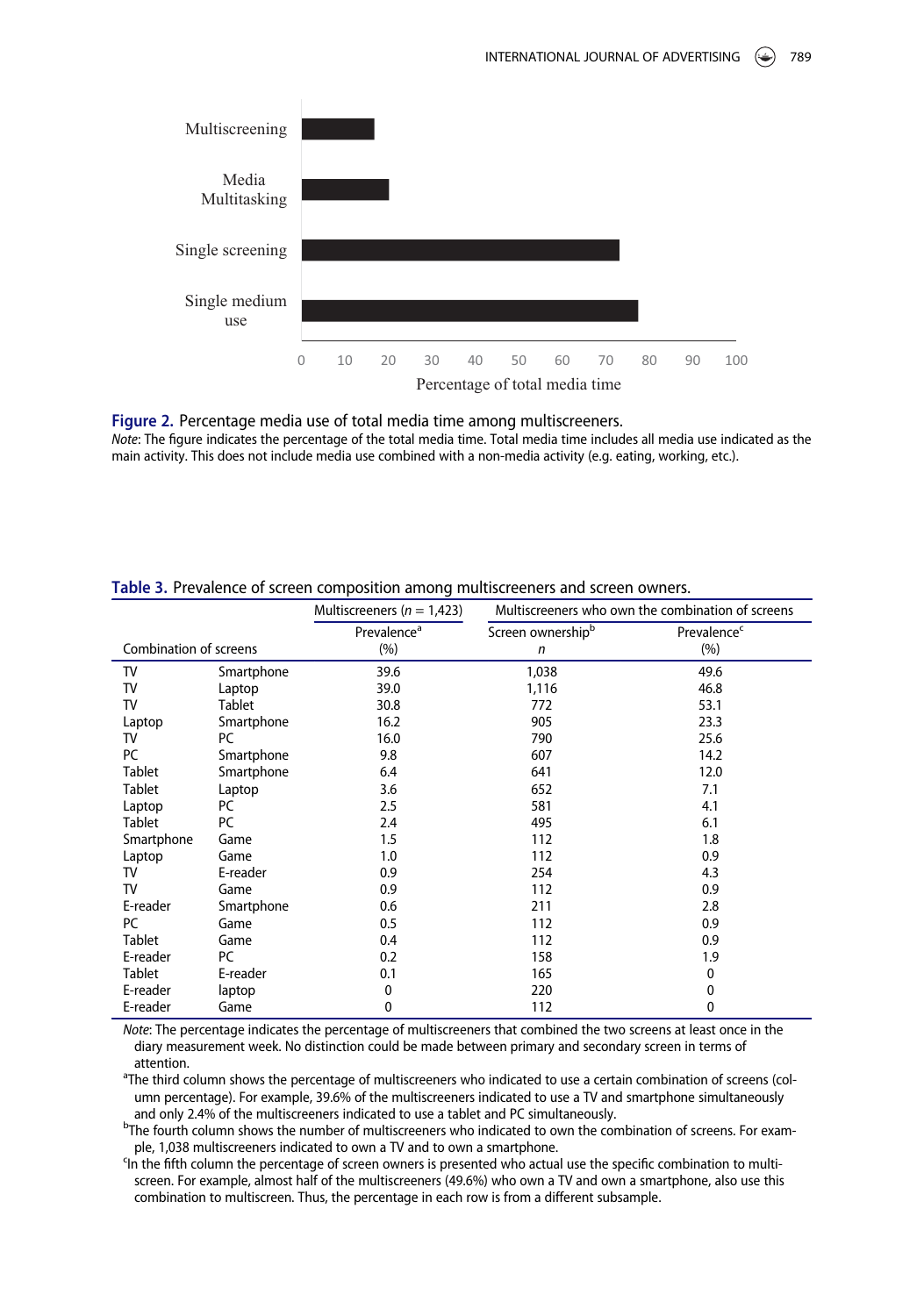**Figure 2.** Percentage media use of total media time among multiscreeners.

*Note*: The figure indicates the percentage of the total media time. Total media time includes all media use indicated as the main activity. This does not include media use combined with a non-media activity (e.g. eating, working, etc.).

**Table 3.** Prevalence of screen composition among multiscreeners and screen owners.

| Combination of screens | | Multiscreeners ($n$ = 1,423) Prevalence[a] (%) | Multiscreeners who own the combination of screens Screen ownership[b] $n$ | Multiscreeners who own the combination of screens Prevalence[c] (%) |
|---|---|---|---|---|
| TV | Smartphone | 39.6 | 1,038 | 49.6 |
| TV | Laptop | 39.0 | 1,116 | 46.8 |
| TV | Tablet | 30.8 | 772 | 53.1 |
| Laptop | Smartphone | 16.2 | 905 | 23.3 |
| TV | PC | 16.0 | 790 | 25.6 |
| PC | Smartphone | 9.8 | 607 | 14.2 |
| Tablet | Smartphone | 6.4 | 641 | 12.0 |
| Tablet | Laptop | 3.6 | 652 | 7.1 |
| Laptop | PC | 2.5 | 581 | 4.1 |
| Tablet | PC | 2.4 | 495 | 6.1 |
| Smartphone | Game | 1.5 | 112 | 1.8 |
| Laptop | Game | 1.0 | 112 | 0.9 |
| TV | E-reader | 0.9 | 254 | 4.3 |
| TV | Game | 0.9 | 112 | 0.9 |
| E-reader | Smartphone | 0.6 | 211 | 2.8 |
| PC | Game | 0.5 | 112 | 0.9 |
| Tablet | Game | 0.4 | 112 | 0.9 |
| E-reader | PC | 0.2 | 158 | 1.9 |
| Tablet | E-reader | 0.1 | 165 | 0 |
| E-reader | laptop | 0 | 220 | 0 |
| E-reader | Game | 0 | 112 | 0 |

*Note*: The percentage indicates the percentage of multiscreeners that combined the two screens at least once in the diary measurement week. No distinction could be made between primary and secondary screen in terms of attention.

[a]The third column shows the percentage of multiscreeners who indicated to use a certain combination of screens (column percentage). For example, 39.6% of the multiscreeners indicated to use a TV and smartphone simultaneously and only 2.4% of the multiscreeners indicated to use a tablet and PC simultaneously.

[b]The fourth column shows the number of multiscreeners who indicated to own the combination of screens. For example, 1,038 multiscreeners indicated to own a TV and to own a smartphone.

[c]In the fifth column the percentage of screen owners is presented who actual use the specific combination to multiscreen. For example, almost half of the multiscreeners (49.6%) who own a TV and own a smartphone, also use this combination to multiscreen. Thus, the percentage in each row is from a different subsample.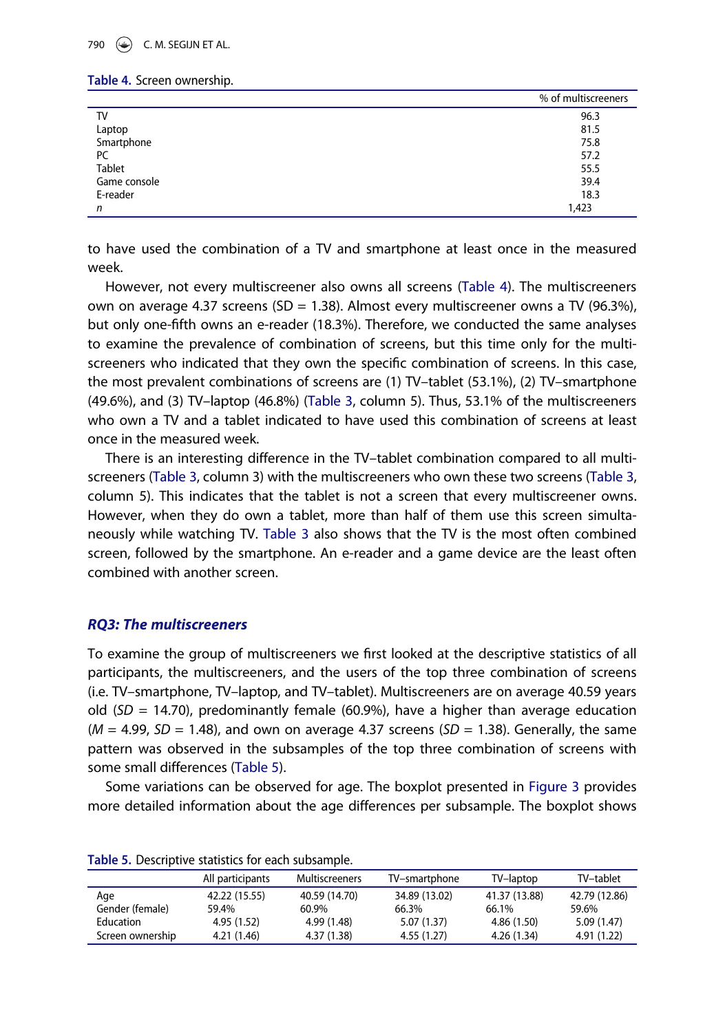Table 4. Screen ownership.

| | % of multiscreeners |
|---|---|
| TV | 96.3 |
| Laptop | 81.5 |
| Smartphone | 75.8 |
| PC | 57.2 |
| Tablet | 55.5 |
| Game console | 39.4 |
| E-reader | 18.3 |
| *n* | 1,423 |

to have used the combination of a TV and smartphone at least once in the measured week.

However, not every multiscreener also owns all screens (Table 4). The multiscreeners own on average 4.37 screens (SD = 1.38). Almost every multiscreener owns a TV (96.3%), but only one-fifth owns an e-reader (18.3%). Therefore, we conducted the same analyses to examine the prevalence of combination of screens, but this time only for the multiscreeners who indicated that they own the specific combination of screens. In this case, the most prevalent combinations of screens are (1) TV–tablet (53.1%), (2) TV–smartphone (49.6%), and (3) TV–laptop (46.8%) (Table 3, column 5). Thus, 53.1% of the multiscreeners who own a TV and a tablet indicated to have used this combination of screens at least once in the measured week.

There is an interesting difference in the TV–tablet combination compared to all multiscreeners (Table 3, column 3) with the multiscreeners who own these two screens (Table 3, column 5). This indicates that the tablet is not a screen that every multiscreener owns. However, when they do own a tablet, more than half of them use this screen simultaneously while watching TV. Table 3 also shows that the TV is the most often combined screen, followed by the smartphone. An e-reader and a game device are the least often combined with another screen.

### *RQ3: The multiscreeners*

To examine the group of multiscreeners we first looked at the descriptive statistics of all participants, the multiscreeners, and the users of the top three combination of screens (i.e. TV–smartphone, TV–laptop, and TV–tablet). Multiscreeners are on average 40.59 years old (*SD* = 14.70), predominantly female (60.9%), have a higher than average education (*M* = 4.99, *SD* = 1.48), and own on average 4.37 screens (*SD* = 1.38). Generally, the same pattern was observed in the subsamples of the top three combination of screens with some small differences (Table 5).

Some variations can be observed for age. The boxplot presented in Figure 3 provides more detailed information about the age differences per subsample. The boxplot shows

Table 5. Descriptive statistics for each subsample.

| | All participants | Multiscreeners | TV–smartphone | TV–laptop | TV–tablet |
|---|---|---|---|---|---|
| Age | 42.22 (15.55) | 40.59 (14.70) | 34.89 (13.02) | 41.37 (13.88) | 42.79 (12.86) |
| Gender (female) | 59.4% | 60.9% | 66.3% | 66.1% | 59.6% |
| Education | 4.95 (1.52) | 4.99 (1.48) | 5.07 (1.37) | 4.86 (1.50) | 5.09 (1.47) |
| Screen ownership | 4.21 (1.46) | 4.37 (1.38) | 4.55 (1.27) | 4.26 (1.34) | 4.91 (1.22) |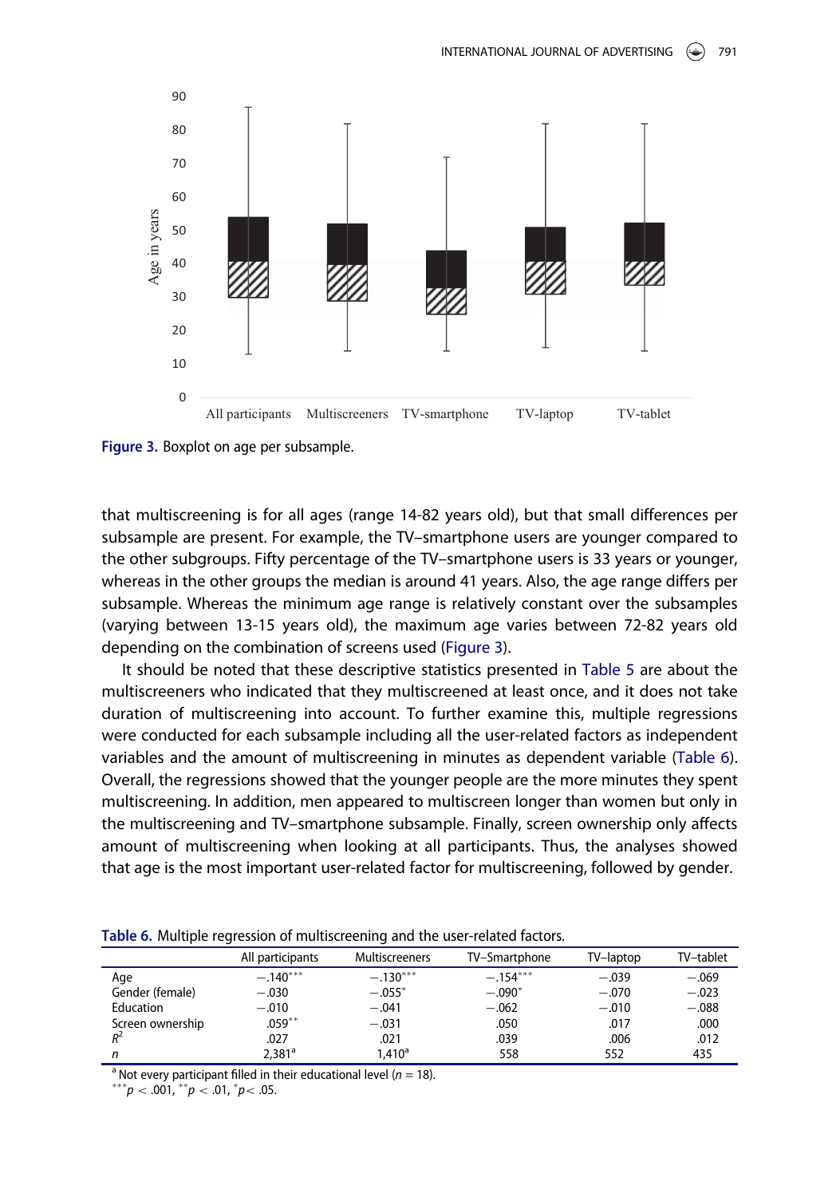Figure 3. Boxplot on age per subsample.

that multiscreening is for all ages (range 14-82 years old), but that small differences per subsample are present. For example, the TV–smartphone users are younger compared to the other subgroups. Fifty percentage of the TV–smartphone users is 33 years or younger, whereas in the other groups the median is around 41 years. Also, the age range differs per subsample. Whereas the minimum age range is relatively constant over the subsamples (varying between 13-15 years old), the maximum age varies between 72-82 years old depending on the combination of screens used (Figure 3).

It should be noted that these descriptive statistics presented in Table 5 are about the multiscreeners who indicated that they multiscreened at least once, and it does not take duration of multiscreening into account. To further examine this, multiple regressions were conducted for each subsample including all the user-related factors as independent variables and the amount of multiscreening in minutes as dependent variable (Table 6). Overall, the regressions showed that the younger people are the more minutes they spent multiscreening. In addition, men appeared to multiscreen longer than women but only in the multiscreening and TV–smartphone subsample. Finally, screen ownership only affects amount of multiscreening when looking at all participants. Thus, the analyses showed that age is the most important user-related factor for multiscreening, followed by gender.

Table 6. Multiple regression of multiscreening and the user-related factors.

| | All participants | Multiscreeners | TV–Smartphone | TV–laptop | TV–tablet |
|---|---|---|---|---|---|
| Age | −.140*** | −.130*** | −.154*** | −.039 | −.069 |
| Gender (female) | −.030 | −.055* | −.090* | −.070 | −.023 |
| Education | −.010 | −.041 | −.062 | −.010 | −.088 |
| Screen ownership | .059** | −.031 | .050 | .017 | .000 |
| $R^2$ | .027 | .021 | .039 | .006 | .012 |
| $n$ | 2,381[a] | 1,410[a] | 558 | 552 | 435 |

[a] Not every participant filled in their educational level ($n$ = 18).
*** $p < .001$, ** $p < .01$, * $p < .05$.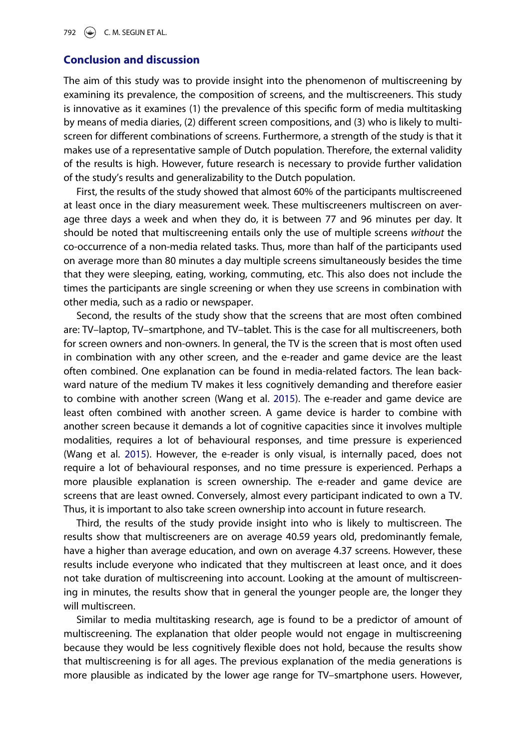## Conclusion and discussion

The aim of this study was to provide insight into the phenomenon of multiscreening by examining its prevalence, the composition of screens, and the multiscreeners. This study is innovative as it examines (1) the prevalence of this specific form of media multitasking by means of media diaries, (2) different screen compositions, and (3) who is likely to multiscreen for different combinations of screens. Furthermore, a strength of the study is that it makes use of a representative sample of Dutch population. Therefore, the external validity of the results is high. However, future research is necessary to provide further validation of the study's results and generalizability to the Dutch population.

First, the results of the study showed that almost 60% of the participants multiscreened at least once in the diary measurement week. These multiscreeners multiscreen on average three days a week and when they do, it is between 77 and 96 minutes per day. It should be noted that multiscreening entails only the use of multiple screens *without* the co-occurrence of a non-media related tasks. Thus, more than half of the participants used on average more than 80 minutes a day multiple screens simultaneously besides the time that they were sleeping, eating, working, commuting, etc. This also does not include the times the participants are single screening or when they use screens in combination with other media, such as a radio or newspaper.

Second, the results of the study show that the screens that are most often combined are: TV–laptop, TV–smartphone, and TV–tablet. This is the case for all multiscreeners, both for screen owners and non-owners. In general, the TV is the screen that is most often used in combination with any other screen, and the e-reader and game device are the least often combined. One explanation can be found in media-related factors. The lean backward nature of the medium TV makes it less cognitively demanding and therefore easier to combine with another screen (Wang et al. 2015). The e-reader and game device are least often combined with another screen. A game device is harder to combine with another screen because it demands a lot of cognitive capacities since it involves multiple modalities, requires a lot of behavioural responses, and time pressure is experienced (Wang et al. 2015). However, the e-reader is only visual, is internally paced, does not require a lot of behavioural responses, and no time pressure is experienced. Perhaps a more plausible explanation is screen ownership. The e-reader and game device are screens that are least owned. Conversely, almost every participant indicated to own a TV. Thus, it is important to also take screen ownership into account in future research.

Third, the results of the study provide insight into who is likely to multiscreen. The results show that multiscreeners are on average 40.59 years old, predominantly female, have a higher than average education, and own on average 4.37 screens. However, these results include everyone who indicated that they multiscreen at least once, and it does not take duration of multiscreening into account. Looking at the amount of multiscreening in minutes, the results show that in general the younger people are, the longer they will multiscreen.

Similar to media multitasking research, age is found to be a predictor of amount of multiscreening. The explanation that older people would not engage in multiscreening because they would be less cognitively flexible does not hold, because the results show that multiscreening is for all ages. The previous explanation of the media generations is more plausible as indicated by the lower age range for TV–smartphone users. However,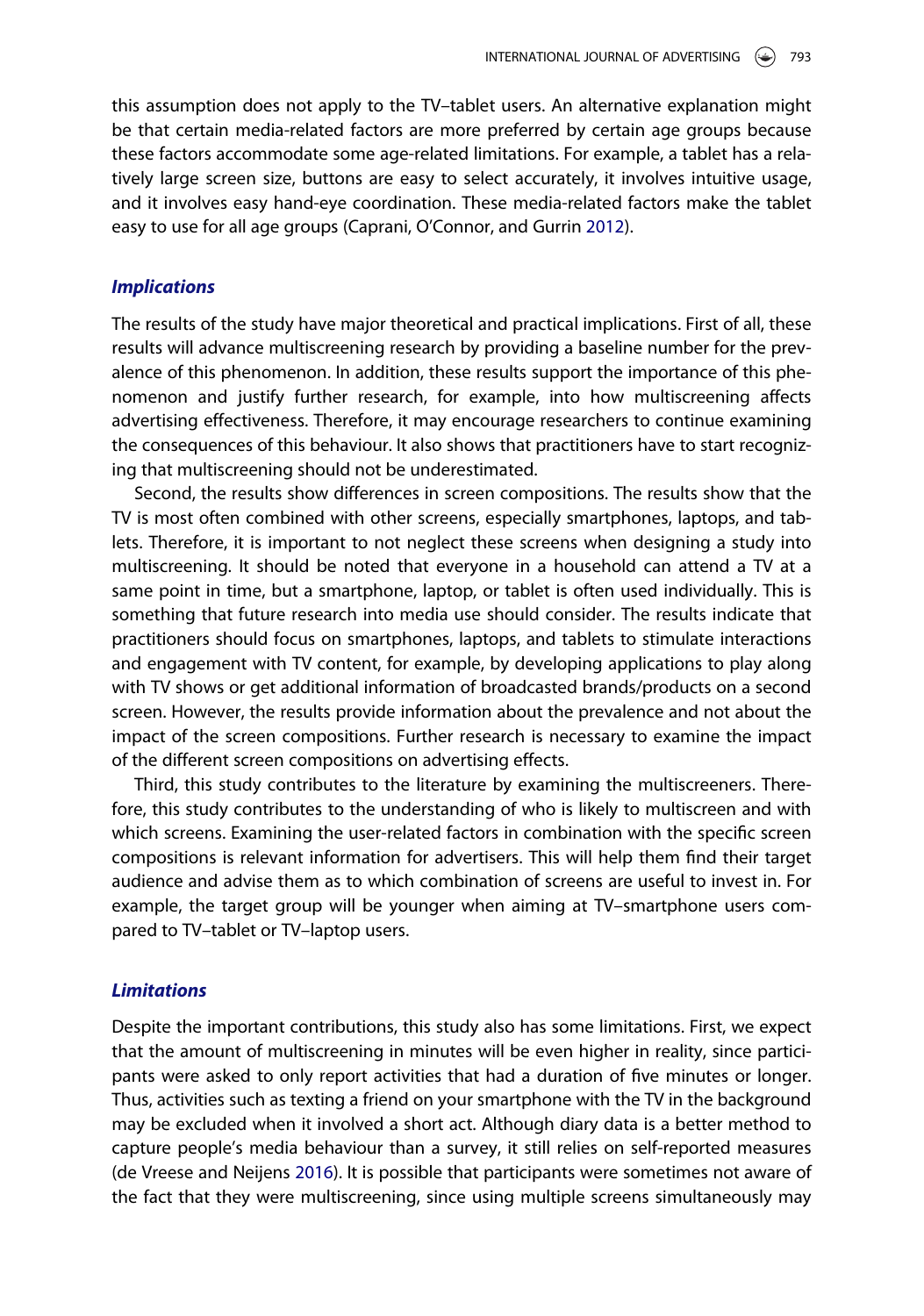this assumption does not apply to the TV–tablet users. An alternative explanation might be that certain media-related factors are more preferred by certain age groups because these factors accommodate some age-related limitations. For example, a tablet has a relatively large screen size, buttons are easy to select accurately, it involves intuitive usage, and it involves easy hand-eye coordination. These media-related factors make the tablet easy to use for all age groups (Caprani, O'Connor, and Gurrin 2012).

### *Implications*

The results of the study have major theoretical and practical implications. First of all, these results will advance multiscreening research by providing a baseline number for the prevalence of this phenomenon. In addition, these results support the importance of this phenomenon and justify further research, for example, into how multiscreening affects advertising effectiveness. Therefore, it may encourage researchers to continue examining the consequences of this behaviour. It also shows that practitioners have to start recognizing that multiscreening should not be underestimated.

Second, the results show differences in screen compositions. The results show that the TV is most often combined with other screens, especially smartphones, laptops, and tablets. Therefore, it is important to not neglect these screens when designing a study into multiscreening. It should be noted that everyone in a household can attend a TV at a same point in time, but a smartphone, laptop, or tablet is often used individually. This is something that future research into media use should consider. The results indicate that practitioners should focus on smartphones, laptops, and tablets to stimulate interactions and engagement with TV content, for example, by developing applications to play along with TV shows or get additional information of broadcasted brands/products on a second screen. However, the results provide information about the prevalence and not about the impact of the screen compositions. Further research is necessary to examine the impact of the different screen compositions on advertising effects.

Third, this study contributes to the literature by examining the multiscreeners. Therefore, this study contributes to the understanding of who is likely to multiscreen and with which screens. Examining the user-related factors in combination with the specific screen compositions is relevant information for advertisers. This will help them find their target audience and advise them as to which combination of screens are useful to invest in. For example, the target group will be younger when aiming at TV–smartphone users compared to TV–tablet or TV–laptop users.

### *Limitations*

Despite the important contributions, this study also has some limitations. First, we expect that the amount of multiscreening in minutes will be even higher in reality, since participants were asked to only report activities that had a duration of five minutes or longer. Thus, activities such as texting a friend on your smartphone with the TV in the background may be excluded when it involved a short act. Although diary data is a better method to capture people's media behaviour than a survey, it still relies on self-reported measures (de Vreese and Neijens 2016). It is possible that participants were sometimes not aware of the fact that they were multiscreening, since using multiple screens simultaneously may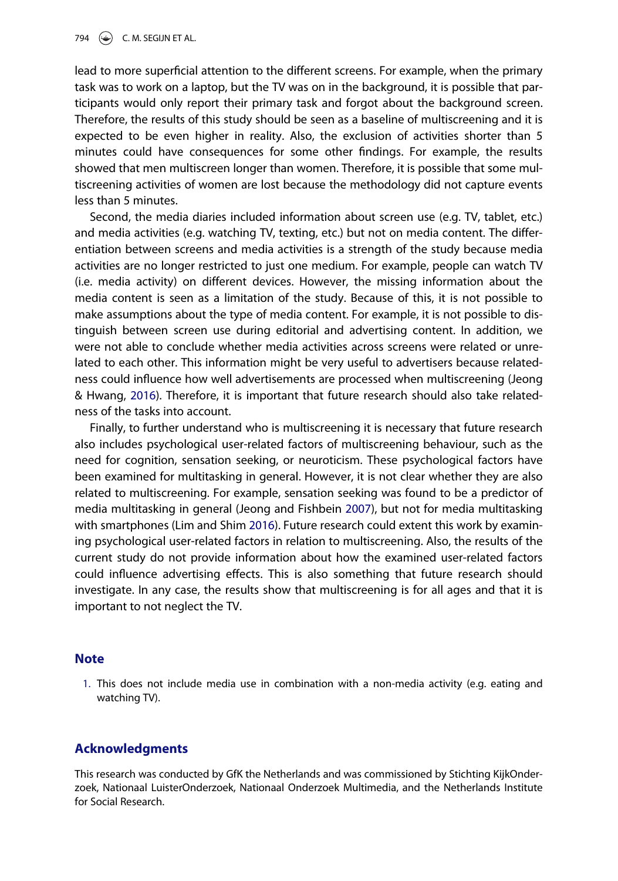lead to more superficial attention to the different screens. For example, when the primary task was to work on a laptop, but the TV was on in the background, it is possible that participants would only report their primary task and forgot about the background screen. Therefore, the results of this study should be seen as a baseline of multiscreening and it is expected to be even higher in reality. Also, the exclusion of activities shorter than 5 minutes could have consequences for some other findings. For example, the results showed that men multiscreen longer than women. Therefore, it is possible that some multiscreening activities of women are lost because the methodology did not capture events less than 5 minutes.

Second, the media diaries included information about screen use (e.g. TV, tablet, etc.) and media activities (e.g. watching TV, texting, etc.) but not on media content. The differentiation between screens and media activities is a strength of the study because media activities are no longer restricted to just one medium. For example, people can watch TV (i.e. media activity) on different devices. However, the missing information about the media content is seen as a limitation of the study. Because of this, it is not possible to make assumptions about the type of media content. For example, it is not possible to distinguish between screen use during editorial and advertising content. In addition, we were not able to conclude whether media activities across screens were related or unrelated to each other. This information might be very useful to advertisers because relatedness could influence how well advertisements are processed when multiscreening (Jeong & Hwang, 2016). Therefore, it is important that future research should also take relatedness of the tasks into account.

Finally, to further understand who is multiscreening it is necessary that future research also includes psychological user-related factors of multiscreening behaviour, such as the need for cognition, sensation seeking, or neuroticism. These psychological factors have been examined for multitasking in general. However, it is not clear whether they are also related to multiscreening. For example, sensation seeking was found to be a predictor of media multitasking in general (Jeong and Fishbein 2007), but not for media multitasking with smartphones (Lim and Shim 2016). Future research could extent this work by examining psychological user-related factors in relation to multiscreening. Also, the results of the current study do not provide information about how the examined user-related factors could influence advertising effects. This is also something that future research should investigate. In any case, the results show that multiscreening is for all ages and that it is important to not neglect the TV.

## Note

1. This does not include media use in combination with a non-media activity (e.g. eating and watching TV).

## Acknowledgments

This research was conducted by GfK the Netherlands and was commissioned by Stichting KijkOnderzoek, Nationaal LuisterOnderzoek, Nationaal Onderzoek Multimedia, and the Netherlands Institute for Social Research.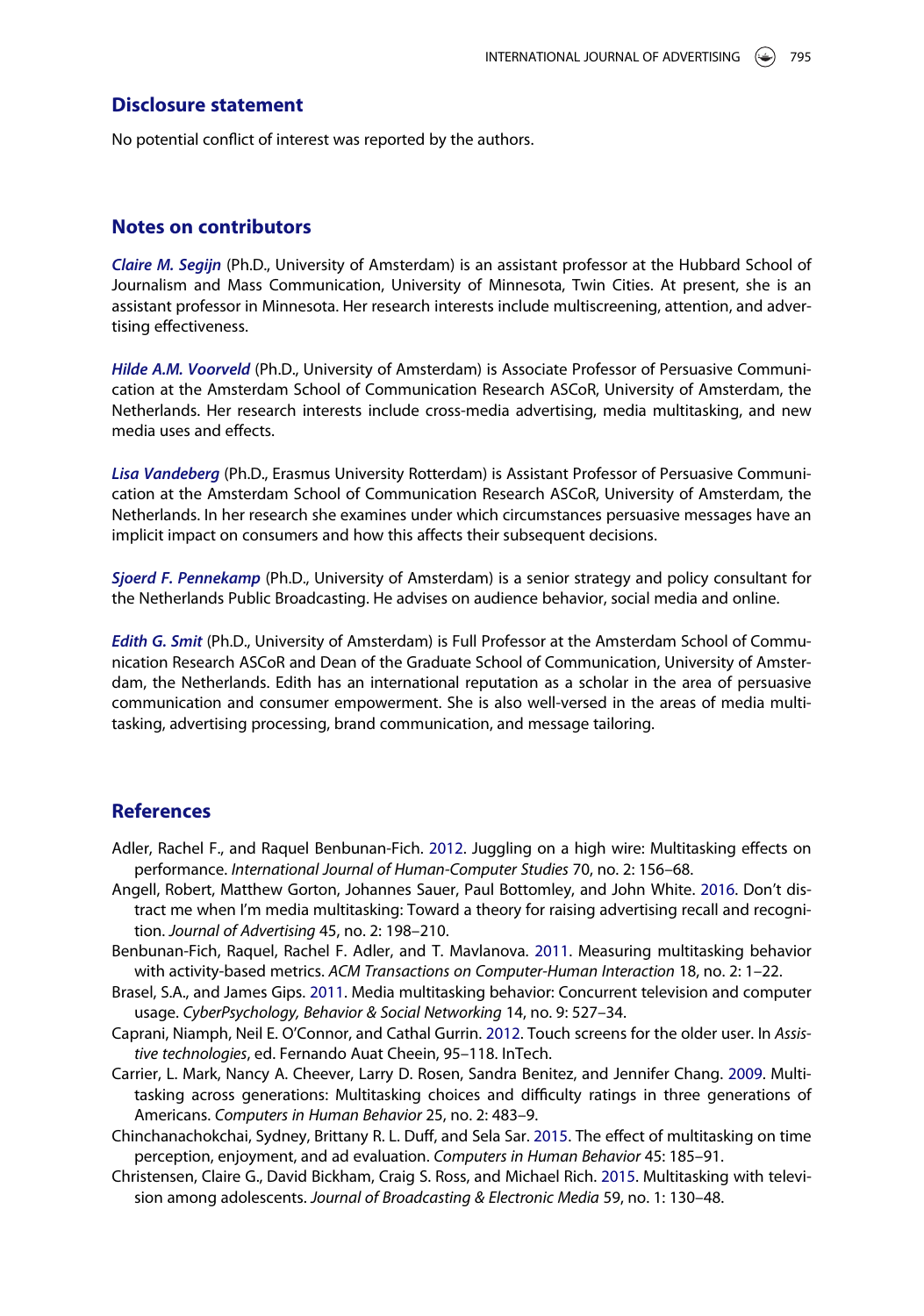## Disclosure statement

No potential conflict of interest was reported by the authors.

## Notes on contributors

***Claire M. Segijn*** (Ph.D., University of Amsterdam) is an assistant professor at the Hubbard School of Journalism and Mass Communication, University of Minnesota, Twin Cities. At present, she is an assistant professor in Minnesota. Her research interests include multiscreening, attention, and advertising effectiveness.

***Hilde A.M. Voorveld*** (Ph.D., University of Amsterdam) is Associate Professor of Persuasive Communication at the Amsterdam School of Communication Research ASCoR, University of Amsterdam, the Netherlands. Her research interests include cross-media advertising, media multitasking, and new media uses and effects.

***Lisa Vandeberg*** (Ph.D., Erasmus University Rotterdam) is Assistant Professor of Persuasive Communication at the Amsterdam School of Communication Research ASCoR, University of Amsterdam, the Netherlands. In her research she examines under which circumstances persuasive messages have an implicit impact on consumers and how this affects their subsequent decisions.

***Sjoerd F. Pennekamp*** (Ph.D., University of Amsterdam) is a senior strategy and policy consultant for the Netherlands Public Broadcasting. He advises on audience behavior, social media and online.

***Edith G. Smit*** (Ph.D., University of Amsterdam) is Full Professor at the Amsterdam School of Communication Research ASCoR and Dean of the Graduate School of Communication, University of Amsterdam, the Netherlands. Edith has an international reputation as a scholar in the area of persuasive communication and consumer empowerment. She is also well-versed in the areas of media multitasking, advertising processing, brand communication, and message tailoring.

## References

Adler, Rachel F., and Raquel Benbunan-Fich. 2012. Juggling on a high wire: Multitasking effects on performance. *International Journal of Human-Computer Studies* 70, no. 2: 156–68.

Angell, Robert, Matthew Gorton, Johannes Sauer, Paul Bottomley, and John White. 2016. Don't distract me when I'm media multitasking: Toward a theory for raising advertising recall and recognition. *Journal of Advertising* 45, no. 2: 198–210.

Benbunan-Fich, Raquel, Rachel F. Adler, and T. Mavlanova. 2011. Measuring multitasking behavior with activity-based metrics. *ACM Transactions on Computer-Human Interaction* 18, no. 2: 1–22.

Brasel, S.A., and James Gips. 2011. Media multitasking behavior: Concurrent television and computer usage. *CyberPsychology, Behavior & Social Networking* 14, no. 9: 527–34.

Caprani, Niamph, Neil E. O'Connor, and Cathal Gurrin. 2012. Touch screens for the older user. In *Assistive technologies*, ed. Fernando Auat Cheein, 95–118. InTech.

Carrier, L. Mark, Nancy A. Cheever, Larry D. Rosen, Sandra Benitez, and Jennifer Chang. 2009. Multitasking across generations: Multitasking choices and difficulty ratings in three generations of Americans. *Computers in Human Behavior* 25, no. 2: 483–9.

Chinchanachokchai, Sydney, Brittany R. L. Duff, and Sela Sar. 2015. The effect of multitasking on time perception, enjoyment, and ad evaluation. *Computers in Human Behavior* 45: 185–91.

Christensen, Claire G., David Bickham, Craig S. Ross, and Michael Rich. 2015. Multitasking with television among adolescents. *Journal of Broadcasting & Electronic Media* 59, no. 1: 130–48.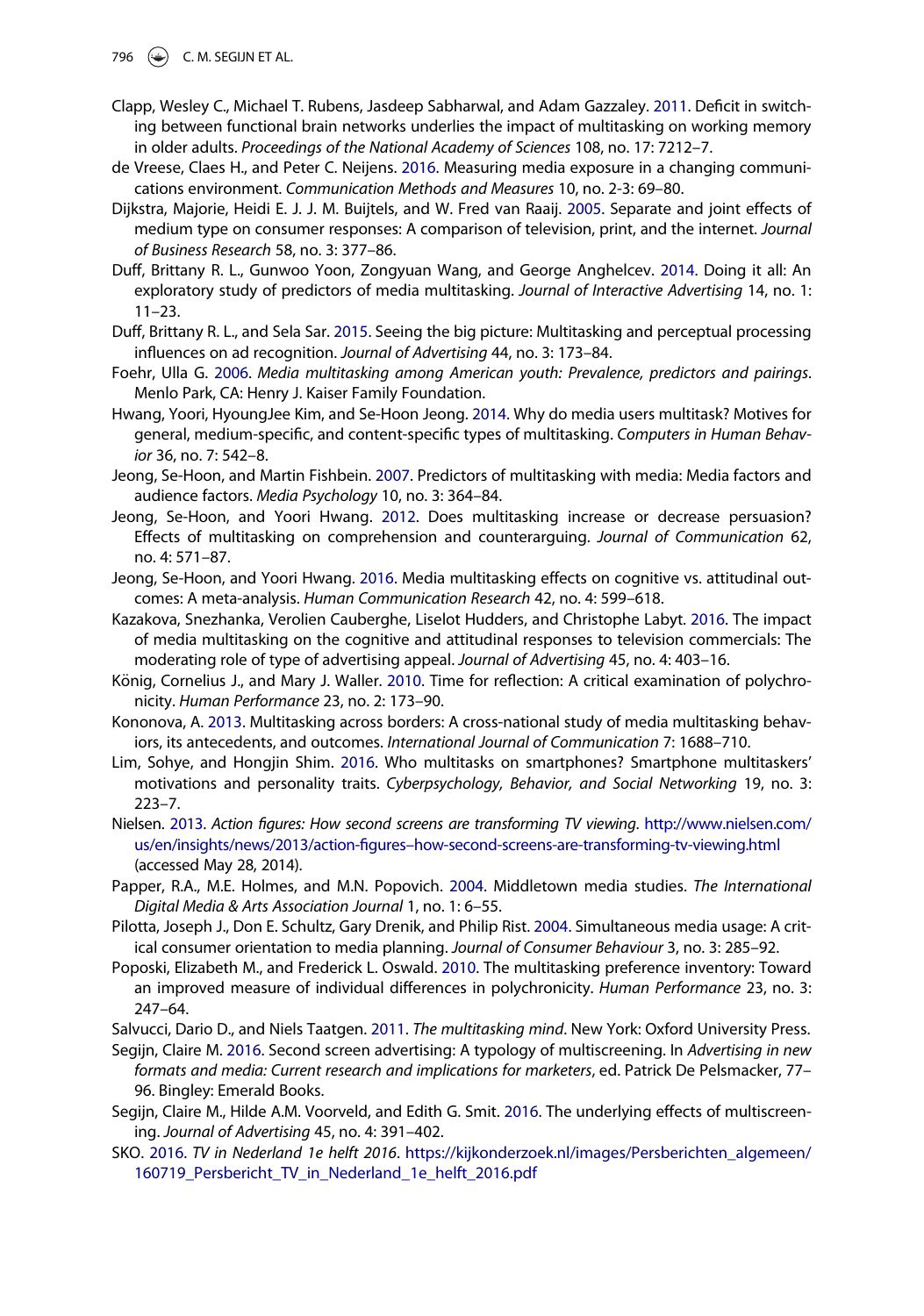Clapp, Wesley C., Michael T. Rubens, Jasdeep Sabharwal, and Adam Gazzaley. 2011. Deficit in switching between functional brain networks underlies the impact of multitasking on working memory in older adults. *Proceedings of the National Academy of Sciences* 108, no. 17: 7212–7.

de Vreese, Claes H., and Peter C. Neijens. 2016. Measuring media exposure in a changing communications environment. *Communication Methods and Measures* 10, no. 2-3: 69–80.

Dijkstra, Majorie, Heidi E. J. J. M. Buijtels, and W. Fred van Raaij. 2005. Separate and joint effects of medium type on consumer responses: A comparison of television, print, and the internet. *Journal of Business Research* 58, no. 3: 377–86.

Duff, Brittany R. L., Gunwoo Yoon, Zongyuan Wang, and George Anghelcev. 2014. Doing it all: An exploratory study of predictors of media multitasking. *Journal of Interactive Advertising* 14, no. 1: 11–23.

Duff, Brittany R. L., and Sela Sar. 2015. Seeing the big picture: Multitasking and perceptual processing influences on ad recognition. *Journal of Advertising* 44, no. 3: 173–84.

Foehr, Ulla G. 2006. *Media multitasking among American youth: Prevalence, predictors and pairings*. Menlo Park, CA: Henry J. Kaiser Family Foundation.

Hwang, Yoori, HyoungJee Kim, and Se-Hoon Jeong. 2014. Why do media users multitask? Motives for general, medium-specific, and content-specific types of multitasking. *Computers in Human Behavior* 36, no. 7: 542–8.

Jeong, Se-Hoon, and Martin Fishbein. 2007. Predictors of multitasking with media: Media factors and audience factors. *Media Psychology* 10, no. 3: 364–84.

Jeong, Se-Hoon, and Yoori Hwang. 2012. Does multitasking increase or decrease persuasion? Effects of multitasking on comprehension and counterarguing. *Journal of Communication* 62, no. 4: 571–87.

Jeong, Se-Hoon, and Yoori Hwang. 2016. Media multitasking effects on cognitive vs. attitudinal outcomes: A meta-analysis. *Human Communication Research* 42, no. 4: 599–618.

Kazakova, Snezhanka, Verolien Cauberghe, Liselot Hudders, and Christophe Labyt. 2016. The impact of media multitasking on the cognitive and attitudinal responses to television commercials: The moderating role of type of advertising appeal. *Journal of Advertising* 45, no. 4: 403–16.

König, Cornelius J., and Mary J. Waller. 2010. Time for reflection: A critical examination of polychronicity. *Human Performance* 23, no. 2: 173–90.

Kononova, A. 2013. Multitasking across borders: A cross-national study of media multitasking behaviors, its antecedents, and outcomes. *International Journal of Communication* 7: 1688–710.

Lim, Sohye, and Hongjin Shim. 2016. Who multitasks on smartphones? Smartphone multitaskers' motivations and personality traits. *Cyberpsychology, Behavior, and Social Networking* 19, no. 3: 223–7.

Nielsen. 2013. *Action figures: How second screens are transforming TV viewing*. http://www.nielsen.com/us/en/insights/news/2013/action-figures–how-second-screens-are-transforming-tv-viewing.html (accessed May 28, 2014).

Papper, R.A., M.E. Holmes, and M.N. Popovich. 2004. Middletown media studies. *The International Digital Media & Arts Association Journal* 1, no. 1: 6–55.

Pilotta, Joseph J., Don E. Schultz, Gary Drenik, and Philip Rist. 2004. Simultaneous media usage: A critical consumer orientation to media planning. *Journal of Consumer Behaviour* 3, no. 3: 285–92.

Poposki, Elizabeth M., and Frederick L. Oswald. 2010. The multitasking preference inventory: Toward an improved measure of individual differences in polychronicity. *Human Performance* 23, no. 3: 247–64.

Salvucci, Dario D., and Niels Taatgen. 2011. *The multitasking mind*. New York: Oxford University Press.

Segijn, Claire M. 2016. Second screen advertising: A typology of multiscreening. In *Advertising in new formats and media: Current research and implications for marketers*, ed. Patrick De Pelsmacker, 77–96. Bingley: Emerald Books.

Segijn, Claire M., Hilde A.M. Voorveld, and Edith G. Smit. 2016. The underlying effects of multiscreening. *Journal of Advertising* 45, no. 4: 391–402.

SKO. 2016. *TV in Nederland 1e helft 2016*. https://kijkonderzoek.nl/images/Persberichten_algemeen/160719_Persbericht_TV_in_Nederland_1e_helft_2016.pdf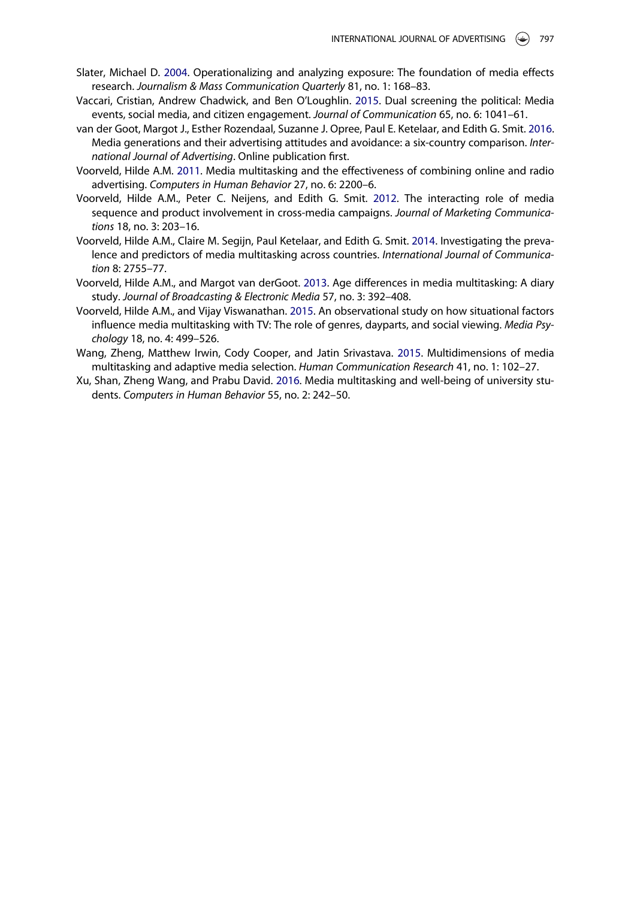Slater, Michael D. 2004. Operationalizing and analyzing exposure: The foundation of media effects research. *Journalism & Mass Communication Quarterly* 81, no. 1: 168–83.

Vaccari, Cristian, Andrew Chadwick, and Ben O'Loughlin. 2015. Dual screening the political: Media events, social media, and citizen engagement. *Journal of Communication* 65, no. 6: 1041–61.

van der Goot, Margot J., Esther Rozendaal, Suzanne J. Opree, Paul E. Ketelaar, and Edith G. Smit. 2016. Media generations and their advertising attitudes and avoidance: a six-country comparison. *International Journal of Advertising*. Online publication first.

Voorveld, Hilde A.M. 2011. Media multitasking and the effectiveness of combining online and radio advertising. *Computers in Human Behavior* 27, no. 6: 2200–6.

Voorveld, Hilde A.M., Peter C. Neijens, and Edith G. Smit. 2012. The interacting role of media sequence and product involvement in cross-media campaigns. *Journal of Marketing Communications* 18, no. 3: 203–16.

Voorveld, Hilde A.M., Claire M. Segijn, Paul Ketelaar, and Edith G. Smit. 2014. Investigating the prevalence and predictors of media multitasking across countries. *International Journal of Communication* 8: 2755–77.

Voorveld, Hilde A.M., and Margot van derGoot. 2013. Age differences in media multitasking: A diary study. *Journal of Broadcasting & Electronic Media* 57, no. 3: 392–408.

Voorveld, Hilde A.M., and Vijay Viswanathan. 2015. An observational study on how situational factors influence media multitasking with TV: The role of genres, dayparts, and social viewing. *Media Psychology* 18, no. 4: 499–526.

Wang, Zheng, Matthew Irwin, Cody Cooper, and Jatin Srivastava. 2015. Multidimensions of media multitasking and adaptive media selection. *Human Communication Research* 41, no. 1: 102–27.

Xu, Shan, Zheng Wang, and Prabu David. 2016. Media multitasking and well-being of university students. *Computers in Human Behavior* 55, no. 2: 242–50.